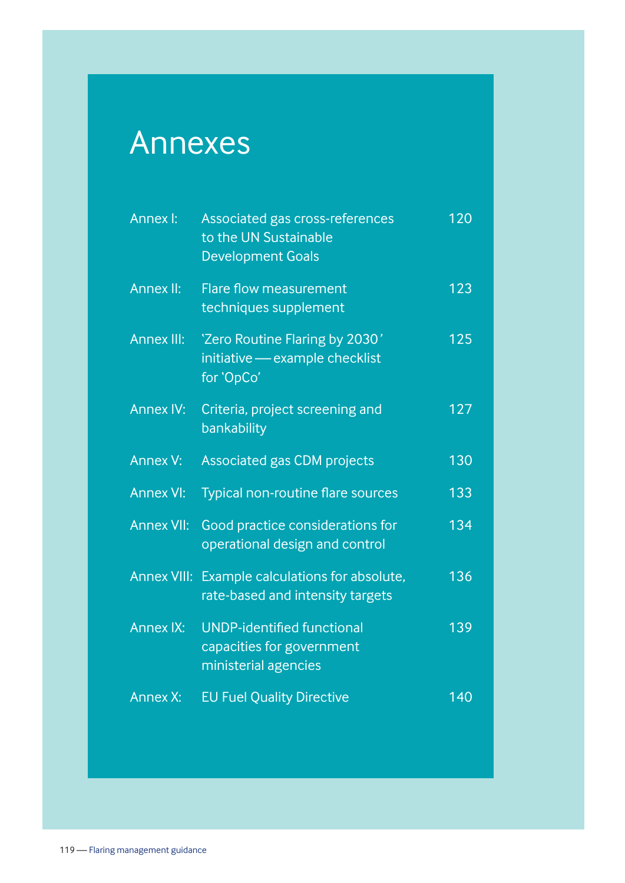# Annexes

| | | |
|---|---|---|
| Annex I: | Associated gas cross-references to the UN Sustainable Development Goals | 120 |
| Annex II: | Flare flow measurement techniques supplement | 123 |
| Annex III: | 'Zero Routine Flaring by 2030' initiative — example checklist for 'OpCo' | 125 |
| Annex IV: | Criteria, project screening and bankability | 127 |
| Annex V: | Associated gas CDM projects | 130 |
| Annex VI: | Typical non-routine flare sources | 133 |
| Annex VII: | Good practice considerations for operational design and control | 134 |
| Annex VIII: | Example calculations for absolute, rate-based and intensity targets | 136 |
| Annex IX: | UNDP-identified functional capacities for government ministerial agencies | 139 |
| Annex X: | EU Fuel Quality Directive | 140 |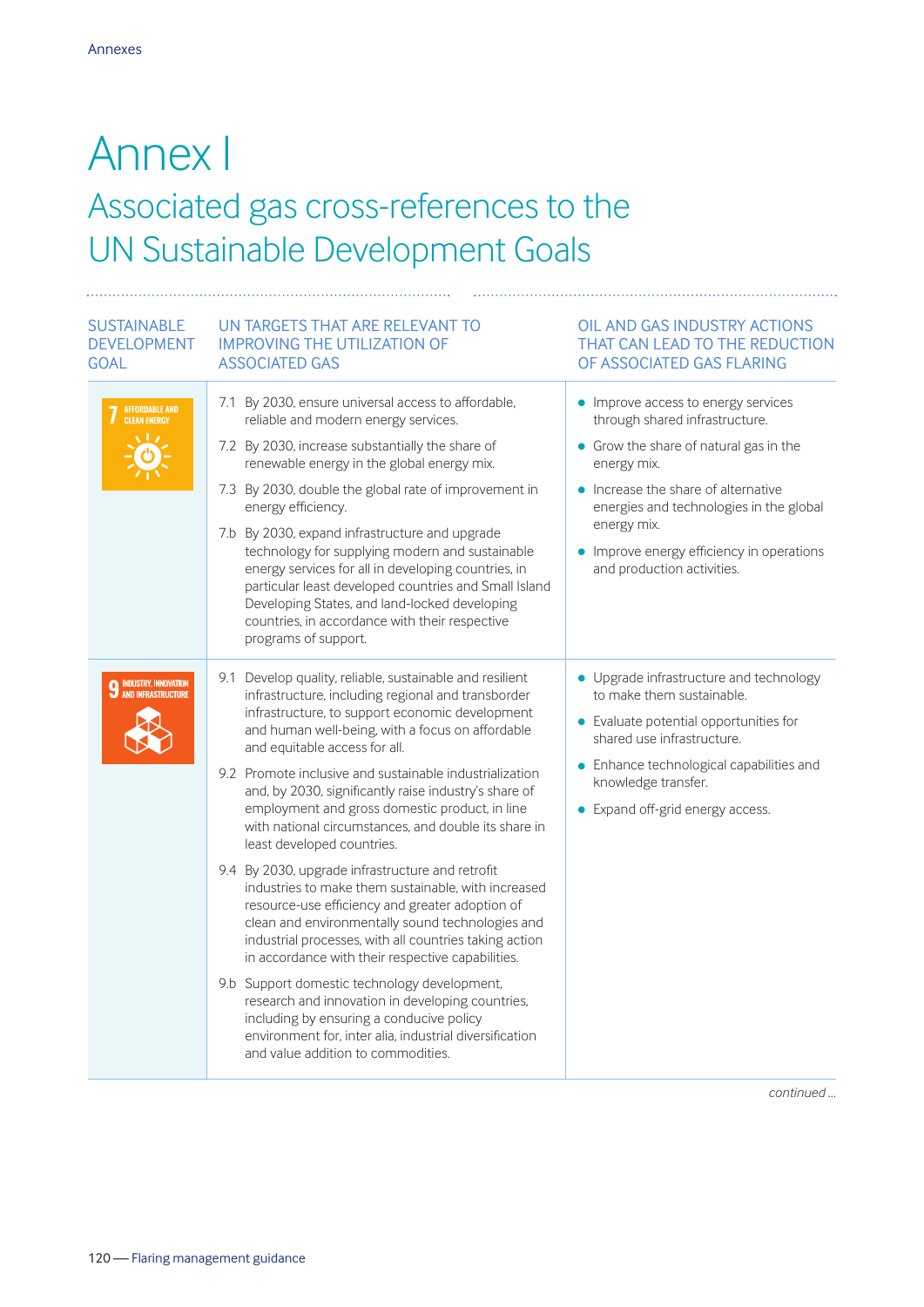# Annex I

## Associated gas cross-references to the UN Sustainable Development Goals

| SUSTAINABLE DEVELOPMENT GOAL | UN TARGETS THAT ARE RELEVANT TO IMPROVING THE UTILIZATION OF ASSOCIATED GAS | OIL AND GAS INDUSTRY ACTIONS THAT CAN LEAD TO THE REDUCTION OF ASSOCIATED GAS FLARING |
|---|---|---|
| 7 AFFORDABLE AND CLEAN ENERGY | 7.1 By 2030, ensure universal access to affordable, reliable and modern energy services.<br><br>7.2 By 2030, increase substantially the share of renewable energy in the global energy mix.<br><br>7.3 By 2030, double the global rate of improvement in energy efficiency.<br><br>7.b By 2030, expand infrastructure and upgrade technology for supplying modern and sustainable energy services for all in developing countries, in particular least developed countries and Small Island Developing States, and land-locked developing countries, in accordance with their respective programs of support. | • Improve access to energy services through shared infrastructure.<br>• Grow the share of natural gas in the energy mix.<br>• Increase the share of alternative energies and technologies in the global energy mix.<br>• Improve energy efficiency in operations and production activities. |
| 9 INDUSTRY, INNOVATION AND INFRASTRUCTURE | 9.1 Develop quality, reliable, sustainable and resilient infrastructure, including regional and transborder infrastructure, to support economic development and human well-being, with a focus on affordable and equitable access for all.<br><br>9.2 Promote inclusive and sustainable industrialization and, by 2030, significantly raise industry's share of employment and gross domestic product, in line with national circumstances, and double its share in least developed countries.<br><br>9.4 By 2030, upgrade infrastructure and retrofit industries to make them sustainable, with increased resource-use efficiency and greater adoption of clean and environmentally sound technologies and industrial processes, with all countries taking action in accordance with their respective capabilities.<br><br>9.b Support domestic technology development, research and innovation in developing countries, including by ensuring a conducive policy environment for, inter alia, industrial diversification and value addition to commodities. | • Upgrade infrastructure and technology to make them sustainable.<br>• Evaluate potential opportunities for shared use infrastructure.<br>• Enhance technological capabilities and knowledge transfer.<br>• Expand off-grid energy access. |

*continued ...*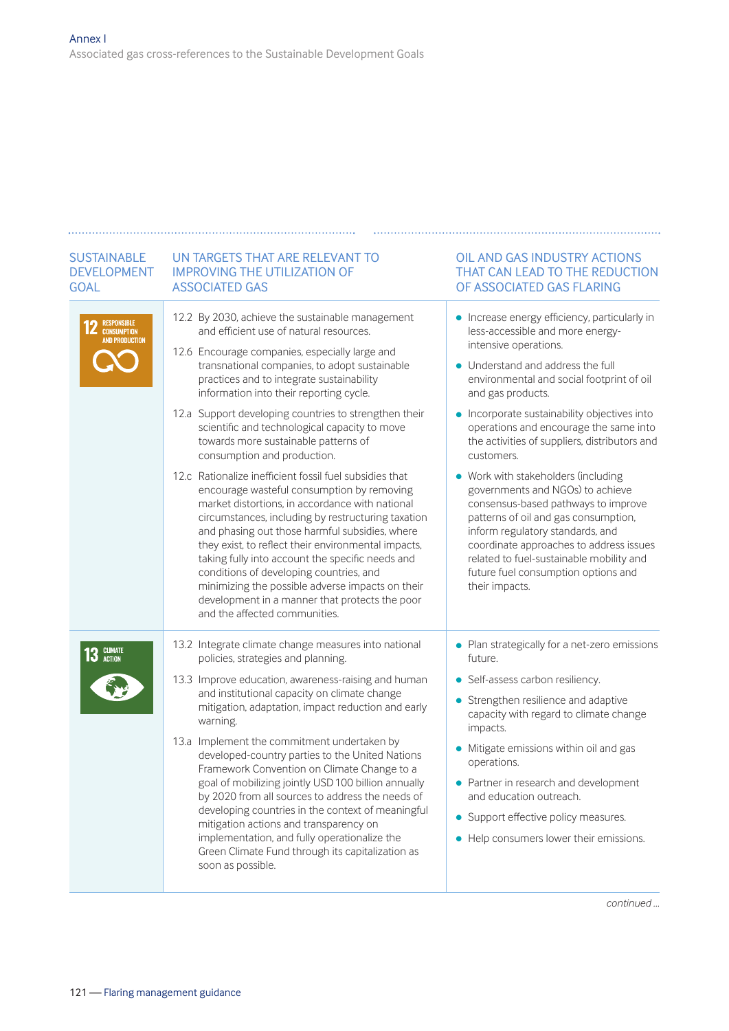| SUSTAINABLE DEVELOPMENT GOAL | UN TARGETS THAT ARE RELEVANT TO IMPROVING THE UTILIZATION OF ASSOCIATED GAS | OIL AND GAS INDUSTRY ACTIONS THAT CAN LEAD TO THE REDUCTION OF ASSOCIATED GAS FLARING |
|---|---|---|
| 12 RESPONSIBLE CONSUMPTION AND PRODUCTION | 12.2 By 2030, achieve the sustainable management and efficient use of natural resources.<br><br>12.6 Encourage companies, especially large and transnational companies, to adopt sustainable practices and to integrate sustainability information into their reporting cycle.<br><br>12.a Support developing countries to strengthen their scientific and technological capacity to move towards more sustainable patterns of consumption and production.<br><br>12.c Rationalize inefficient fossil fuel subsidies that encourage wasteful consumption by removing market distortions, in accordance with national circumstances, including by restructuring taxation and phasing out those harmful subsidies, where they exist, to reflect their environmental impacts, taking fully into account the specific needs and conditions of developing countries, and minimizing the possible adverse impacts on their development in a manner that protects the poor and the affected communities. | • Increase energy efficiency, particularly in less-accessible and more energy-intensive operations.<br><br>• Understand and address the full environmental and social footprint of oil and gas products.<br><br>• Incorporate sustainability objectives into operations and encourage the same into the activities of suppliers, distributors and customers.<br><br>• Work with stakeholders (including governments and NGOs) to achieve consensus-based pathways to improve patterns of oil and gas consumption, inform regulatory standards, and coordinate approaches to address issues related to fuel-sustainable mobility and future fuel consumption options and their impacts. |
| 13 CLIMATE ACTION | 13.2 Integrate climate change measures into national policies, strategies and planning.<br><br>13.3 Improve education, awareness-raising and human and institutional capacity on climate change mitigation, adaptation, impact reduction and early warning.<br><br>13.a Implement the commitment undertaken by developed-country parties to the United Nations Framework Convention on Climate Change to a goal of mobilizing jointly USD 100 billion annually by 2020 from all sources to address the needs of developing countries in the context of meaningful mitigation actions and transparency on implementation, and fully operationalize the Green Climate Fund through its capitalization as soon as possible. | • Plan strategically for a net-zero emissions future.<br><br>• Self-assess carbon resiliency.<br><br>• Strengthen resilience and adaptive capacity with regard to climate change impacts.<br><br>• Mitigate emissions within oil and gas operations.<br><br>• Partner in research and development and education outreach.<br><br>• Support effective policy measures.<br><br>• Help consumers lower their emissions. |

*continued ...*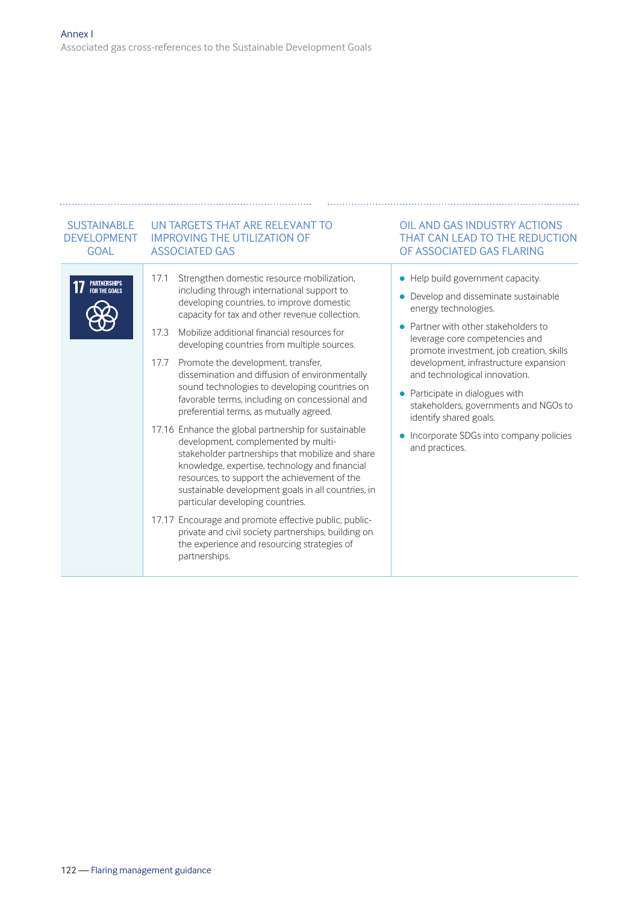Annex I

Associated gas cross-references to the Sustainable Development Goals

| SUSTAINABLE DEVELOPMENT GOAL | UN TARGETS THAT ARE RELEVANT TO IMPROVING THE UTILIZATION OF ASSOCIATED GAS | OIL AND GAS INDUSTRY ACTIONS THAT CAN LEAD TO THE REDUCTION OF ASSOCIATED GAS FLARING |
| --- | --- | --- |
| 17 PARTNERSHIPS FOR THE GOALS | 17.1 Strengthen domestic resource mobilization, including through international support to developing countries, to improve domestic capacity for tax and other revenue collection.<br><br>17.3 Mobilize additional financial resources for developing countries from multiple sources.<br><br>17.7 Promote the development, transfer, dissemination and diffusion of environmentally sound technologies to developing countries on favorable terms, including on concessional and preferential terms, as mutually agreed.<br><br>17.16 Enhance the global partnership for sustainable development, complemented by multi-stakeholder partnerships that mobilize and share knowledge, expertise, technology and financial resources, to support the achievement of the sustainable development goals in all countries, in particular developing countries.<br><br>17.17 Encourage and promote effective public, public-private and civil society partnerships, building on the experience and resourcing strategies of partnerships. | • Help build government capacity.<br>• Develop and disseminate sustainable energy technologies.<br>• Partner with other stakeholders to leverage core competencies and promote investment, job creation, skills development, infrastructure expansion and technological innovation.<br>• Participate in dialogues with stakeholders, governments and NGOs to identify shared goals.<br>• Incorporate SDGs into company policies and practices. |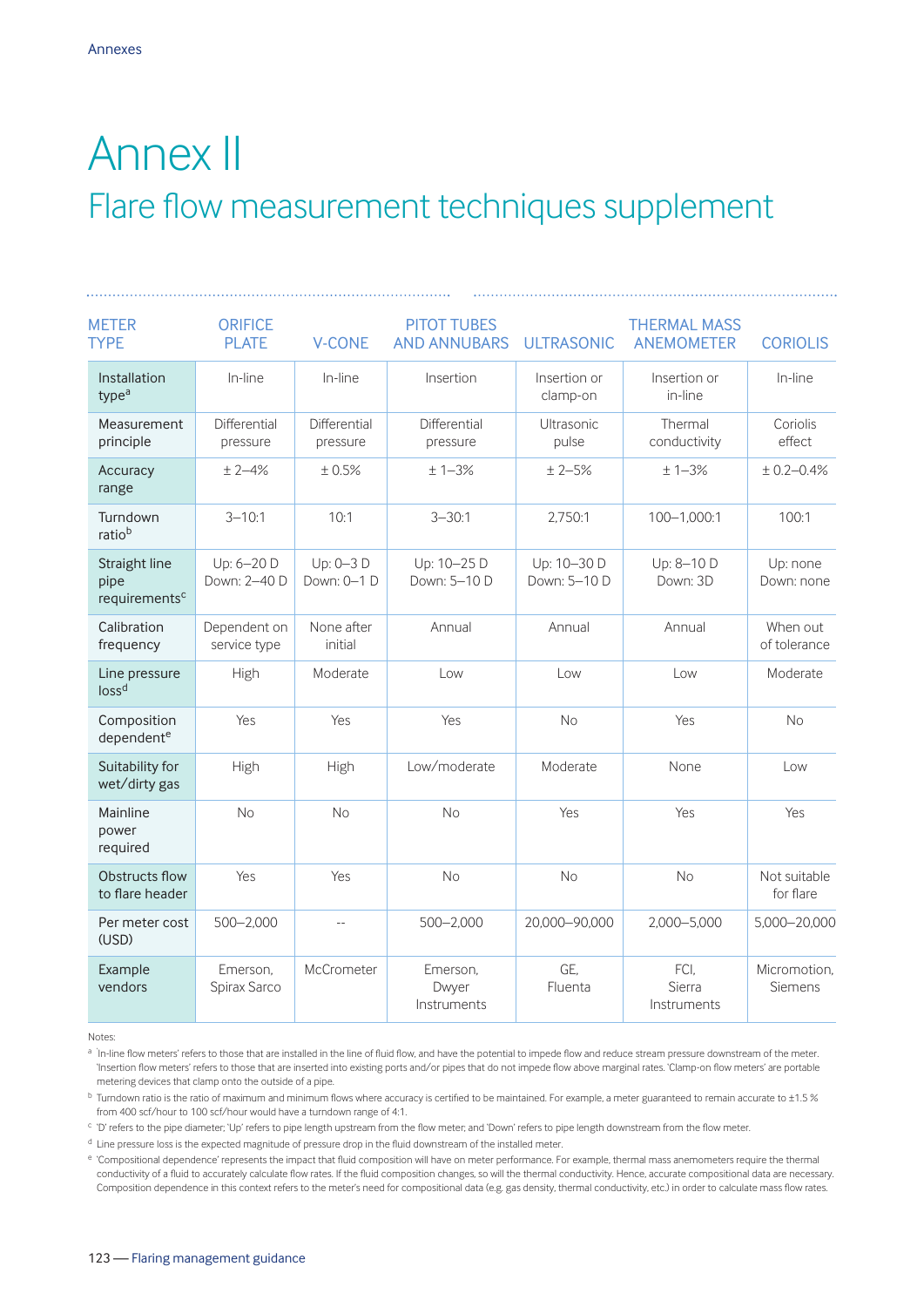# Annex II

## Flare flow measurement techniques supplement

| METER TYPE | ORIFICE PLATE | V-CONE | PITOT TUBES AND ANNUBARS | ULTRASONIC | THERMAL MASS ANEMOMETER | CORIOLIS |
|---|---|---|---|---|---|---|
| Installation type[a] | In-line | In-line | Insertion | Insertion or clamp-on | Insertion or in-line | In-line |
| Measurement principle | Differential pressure | Differential pressure | Differential pressure | Ultrasonic pulse | Thermal conductivity | Coriolis effect |
| Accuracy range | ± 2–4% | ± 0.5% | ± 1–3% | ± 2–5% | ± 1–3% | ± 0.2–0.4% |
| Turndown ratio[b] | 3–10:1 | 10:1 | 3–30:1 | 2,750:1 | 100–1,000:1 | 100:1 |
| Straight line pipe requirements[c] | Up: 6–20 D Down: 2–40 D | Up: 0–3 D Down: 0–1 D | Up: 10–25 D Down: 5–10 D | Up: 10–30 D Down: 5–10 D | Up: 8–10 D Down: 3D | Up: none Down: none |
| Calibration frequency | Dependent on service type | None after initial | Annual | Annual | Annual | When out of tolerance |
| Line pressure loss[d] | High | Moderate | Low | Low | Low | Moderate |
| Composition dependent[e] | Yes | Yes | Yes | No | Yes | No |
| Suitability for wet/dirty gas | High | High | Low/moderate | Moderate | None | Low |
| Mainline power required | No | No | No | Yes | Yes | Yes |
| Obstructs flow to flare header | Yes | Yes | No | No | No | Not suitable for flare |
| Per meter cost (USD) | 500–2,000 | -- | 500–2,000 | 20,000–90,000 | 2,000–5,000 | 5,000–20,000 |
| Example vendors | Emerson, Spirax Sarco | McCrometer | Emerson, Dwyer Instruments | GE, Fluenta | FCI, Sierra Instruments | Micromotion, Siemens |

Notes:

[a] 'In-line flow meters' refers to those that are installed in the line of fluid flow, and have the potential to impede flow and reduce stream pressure downstream of the meter. 'Insertion flow meters' refers to those that are inserted into existing ports and/or pipes that do not impede flow above marginal rates. 'Clamp-on flow meters' are portable metering devices that clamp onto the outside of a pipe.

[b] Turndown ratio is the ratio of maximum and minimum flows where accuracy is certified to be maintained. For example, a meter guaranteed to remain accurate to ±1.5 % from 400 scf/hour to 100 scf/hour would have a turndown range of 4:1.

[c] 'D' refers to the pipe diameter; 'Up' refers to pipe length upstream from the flow meter; and 'Down' refers to pipe length downstream from the flow meter.

[d] Line pressure loss is the expected magnitude of pressure drop in the fluid downstream of the installed meter.

[e] 'Compositional dependence' represents the impact that fluid composition will have on meter performance. For example, thermal mass anemometers require the thermal conductivity of a fluid to accurately calculate flow rates. If the fluid composition changes, so will the thermal conductivity. Hence, accurate compositional data are necessary. Composition dependence in this context refers to the meter's need for compositional data (e.g. gas density, thermal conductivity, etc.) in order to calculate mass flow rates.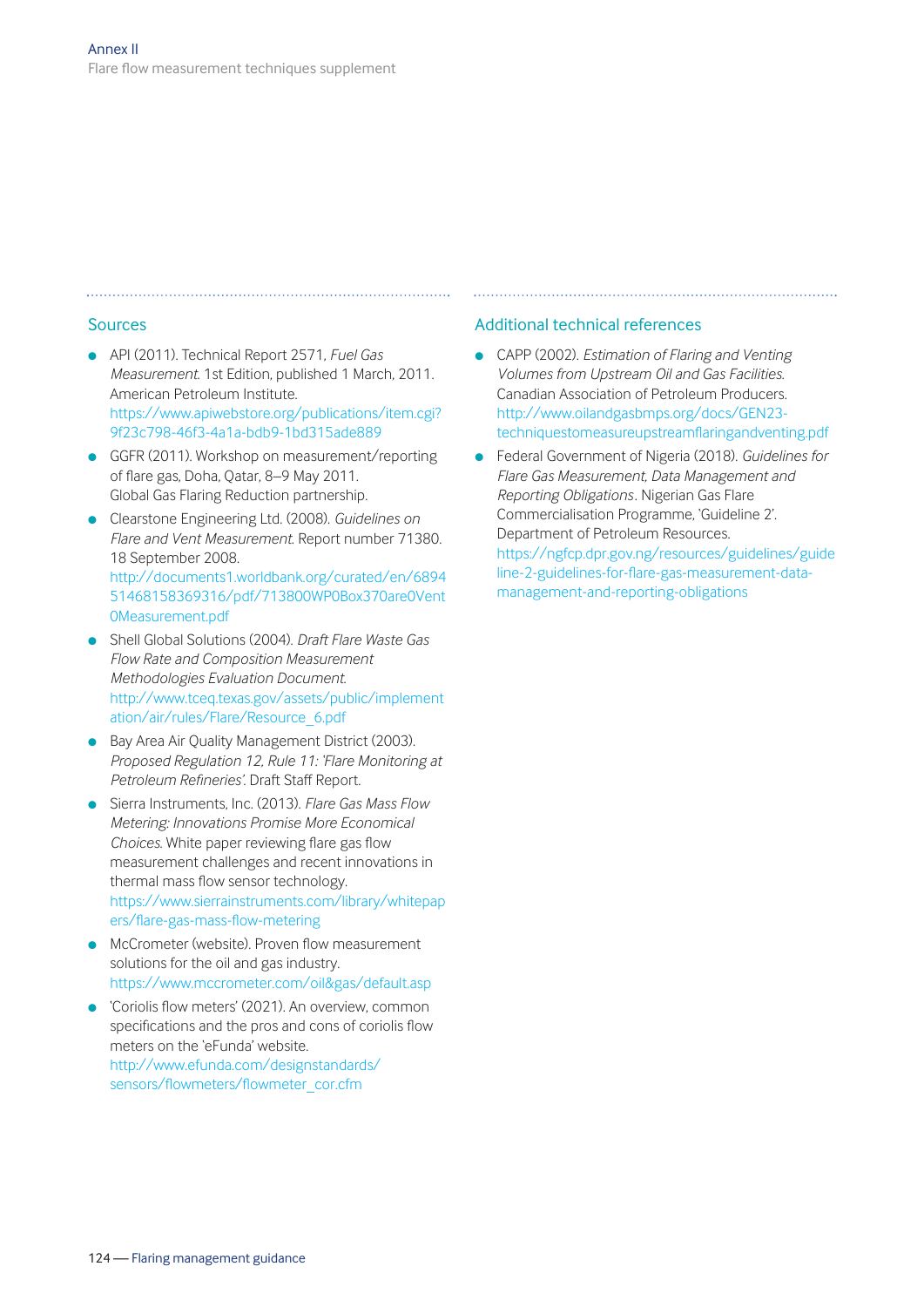## Sources

- API (2011). Technical Report 2571, *Fuel Gas Measurement.* 1st Edition, published 1 March, 2011. American Petroleum Institute. https://www.apiwebstore.org/publications/item.cgi?9f23c798-46f3-4a1a-bdb9-1bd315ade889
- GGFR (2011). Workshop on measurement/reporting of flare gas, Doha, Qatar, 8–9 May 2011. Global Gas Flaring Reduction partnership.
- Clearstone Engineering Ltd. (2008). *Guidelines on Flare and Vent Measurement.* Report number 71380. 18 September 2008. http://documents1.worldbank.org/curated/en/689451468158369316/pdf/713800WP0Box370are0Vent0Measurement.pdf
- Shell Global Solutions (2004). *Draft Flare Waste Gas Flow Rate and Composition Measurement Methodologies Evaluation Document.* http://www.tceq.texas.gov/assets/public/implementation/air/rules/Flare/Resource_6.pdf
- Bay Area Air Quality Management District (2003). *Proposed Regulation 12, Rule 11: 'Flare Monitoring at Petroleum Refineries'.* Draft Staff Report.
- Sierra Instruments, Inc. (2013). *Flare Gas Mass Flow Metering: Innovations Promise More Economical Choices.* White paper reviewing flare gas flow measurement challenges and recent innovations in thermal mass flow sensor technology. https://www.sierrainstruments.com/library/whitepapers/flare-gas-mass-flow-metering
- McCrometer (website). Proven flow measurement solutions for the oil and gas industry. https://www.mccrometer.com/oil&gas/default.asp
- 'Coriolis flow meters' (2021). An overview, common specifications and the pros and cons of coriolis flow meters on the 'eFunda' website. http://www.efunda.com/designstandards/sensors/flowmeters/flowmeter_cor.cfm

## Additional technical references

- CAPP (2002). *Estimation of Flaring and Venting Volumes from Upstream Oil and Gas Facilities.* Canadian Association of Petroleum Producers. http://www.oilandgasbmps.org/docs/GEN23-techniquestomeasureupstreamflaringandventing.pdf
- Federal Government of Nigeria (2018). *Guidelines for Flare Gas Measurement, Data Management and Reporting Obligations*. Nigerian Gas Flare Commercialisation Programme, 'Guideline 2'. Department of Petroleum Resources. https://ngfcp.dpr.gov.ng/resources/guidelines/guideline-2-guidelines-for-flare-gas-measurement-data-management-and-reporting-obligations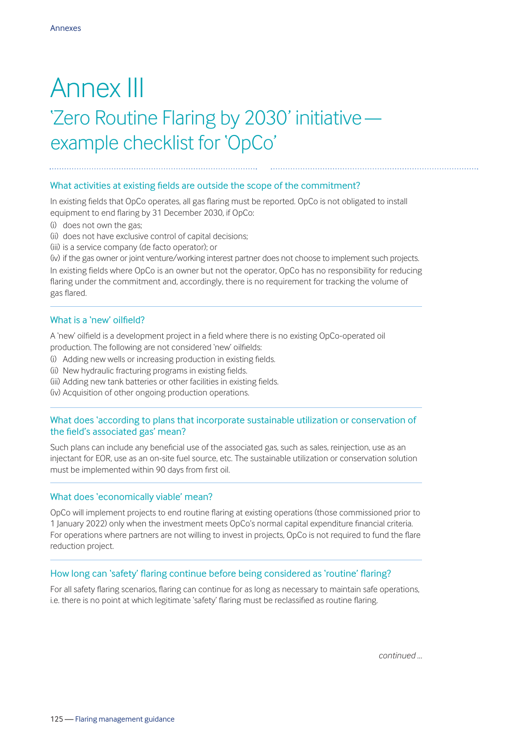# Annex III

## 'Zero Routine Flaring by 2030' initiative — example checklist for 'OpCo'

### What activities at existing fields are outside the scope of the commitment?

In existing fields that OpCo operates, all gas flaring must be reported. OpCo is not obligated to install equipment to end flaring by 31 December 2030, if OpCo:

(i) does not own the gas;
(ii) does not have exclusive control of capital decisions;
(iii) is a service company (de facto operator); or
(iv) if the gas owner or joint venture/working interest partner does not choose to implement such projects.

In existing fields where OpCo is an owner but not the operator, OpCo has no responsibility for reducing flaring under the commitment and, accordingly, there is no requirement for tracking the volume of gas flared.

### What is a 'new' oilfield?

A 'new' oilfield is a development project in a field where there is no existing OpCo-operated oil production. The following are not considered 'new' oilfields:

(i) Adding new wells or increasing production in existing fields.
(ii) New hydraulic fracturing programs in existing fields.
(iii) Adding new tank batteries or other facilities in existing fields.
(iv) Acquisition of other ongoing production operations.

### What does 'according to plans that incorporate sustainable utilization or conservation of the field's associated gas' mean?

Such plans can include any beneficial use of the associated gas, such as sales, reinjection, use as an injectant for EOR, use as an on-site fuel source, etc. The sustainable utilization or conservation solution must be implemented within 90 days from first oil.

### What does 'economically viable' mean?

OpCo will implement projects to end routine flaring at existing operations (those commissioned prior to 1 January 2022) only when the investment meets OpCo's normal capital expenditure financial criteria. For operations where partners are not willing to invest in projects, OpCo is not required to fund the flare reduction project.

### How long can 'safety' flaring continue before being considered as 'routine' flaring?

For all safety flaring scenarios, flaring can continue for as long as necessary to maintain safe operations, i.e. there is no point at which legitimate 'safety' flaring must be reclassified as routine flaring.

*continued ...*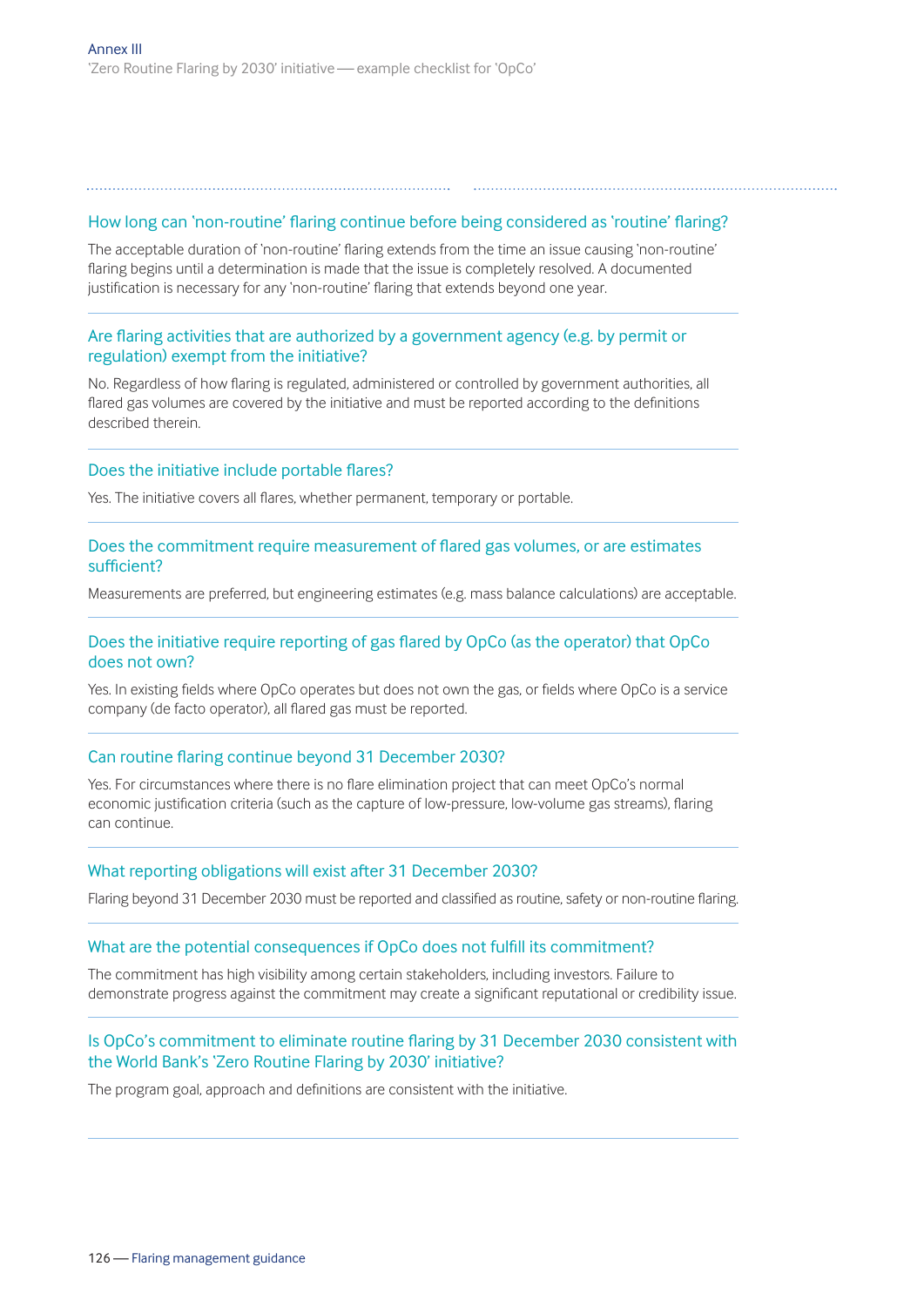### How long can 'non-routine' flaring continue before being considered as 'routine' flaring?

The acceptable duration of 'non-routine' flaring extends from the time an issue causing 'non-routine' flaring begins until a determination is made that the issue is completely resolved. A documented justification is necessary for any 'non-routine' flaring that extends beyond one year.

### Are flaring activities that are authorized by a government agency (e.g. by permit or regulation) exempt from the initiative?

No. Regardless of how flaring is regulated, administered or controlled by government authorities, all flared gas volumes are covered by the initiative and must be reported according to the definitions described therein.

### Does the initiative include portable flares?

Yes. The initiative covers all flares, whether permanent, temporary or portable.

### Does the commitment require measurement of flared gas volumes, or are estimates sufficient?

Measurements are preferred, but engineering estimates (e.g. mass balance calculations) are acceptable.

### Does the initiative require reporting of gas flared by OpCo (as the operator) that OpCo does not own?

Yes. In existing fields where OpCo operates but does not own the gas, or fields where OpCo is a service company (de facto operator), all flared gas must be reported.

### Can routine flaring continue beyond 31 December 2030?

Yes. For circumstances where there is no flare elimination project that can meet OpCo's normal economic justification criteria (such as the capture of low-pressure, low-volume gas streams), flaring can continue.

### What reporting obligations will exist after 31 December 2030?

Flaring beyond 31 December 2030 must be reported and classified as routine, safety or non-routine flaring.

### What are the potential consequences if OpCo does not fulfill its commitment?

The commitment has high visibility among certain stakeholders, including investors. Failure to demonstrate progress against the commitment may create a significant reputational or credibility issue.

### Is OpCo's commitment to eliminate routine flaring by 31 December 2030 consistent with the World Bank's 'Zero Routine Flaring by 2030' initiative?

The program goal, approach and definitions are consistent with the initiative.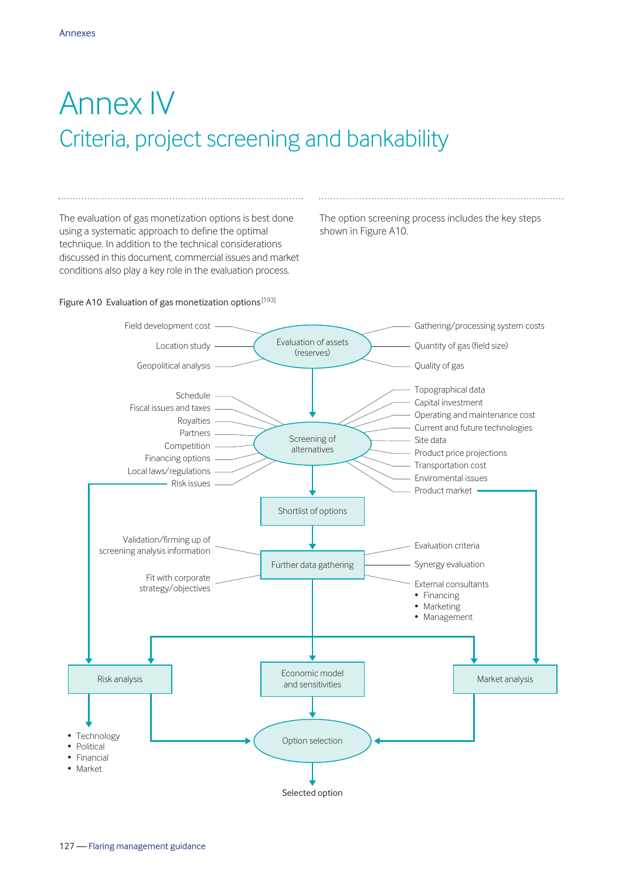# Annex IV

## Criteria, project screening and bankability

The evaluation of gas monetization options is best done using a systematic approach to define the optimal technique. In addition to the technical considerations discussed in this document, commercial issues and market conditions also play a key role in the evaluation process.

The option screening process includes the key steps shown in Figure A10.

Figure A10 Evaluation of gas monetization options[193]

**Evaluation of assets (reserves)**
- Field development cost
- Location study
- Geopolitical analysis
- Gathering/processing system costs
- Quantity of gas (field size)
- Quality of gas

↓

**Screening of alternatives**
- Schedule
- Fiscal issues and taxes
- Royalties
- Partners
- Competition
- Financing options
- Local laws/regulations
- Risk issues
- Topographical data
- Capital investment
- Operating and maintenance cost
- Current and future technologies
- Site data
- Product price projections
- Transportation cost
- Enviromental issues
- Product market

↓

**Shortlist of options**

↓

**Further data gathering**
- Validation/firming up of screening analysis information
- Fit with corporate strategy/objectives
- Evaluation criteria
- Synergy evaluation
- External consultants
  - Financing
  - Marketing
  - Management

↓

**Risk analysis** (also from Risk issues)
- Technology
- Political
- Financial
- Market

**Economic model and sensitivities**

**Market analysis** (also from Product market)

↓

**Option selection**

↓

Selected option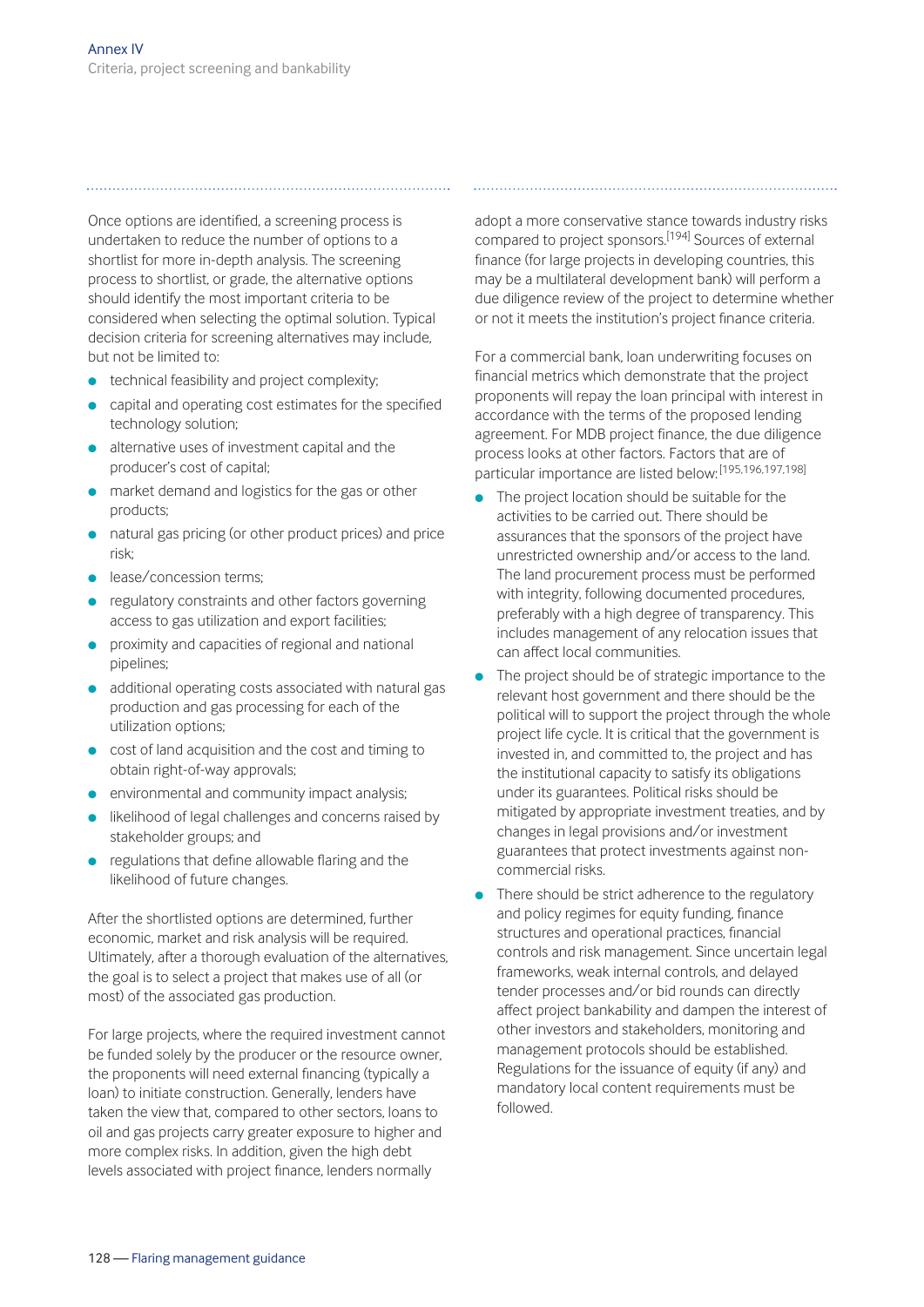Once options are identified, a screening process is undertaken to reduce the number of options to a shortlist for more in-depth analysis. The screening process to shortlist, or grade, the alternative options should identify the most important criteria to be considered when selecting the optimal solution. Typical decision criteria for screening alternatives may include, but not be limited to:

- technical feasibility and project complexity;
- capital and operating cost estimates for the specified technology solution;
- alternative uses of investment capital and the producer's cost of capital;
- market demand and logistics for the gas or other products;
- natural gas pricing (or other product prices) and price risk;
- lease/concession terms;
- regulatory constraints and other factors governing access to gas utilization and export facilities;
- proximity and capacities of regional and national pipelines;
- additional operating costs associated with natural gas production and gas processing for each of the utilization options;
- cost of land acquisition and the cost and timing to obtain right-of-way approvals;
- environmental and community impact analysis;
- likelihood of legal challenges and concerns raised by stakeholder groups; and
- regulations that define allowable flaring and the likelihood of future changes.

After the shortlisted options are determined, further economic, market and risk analysis will be required. Ultimately, after a thorough evaluation of the alternatives, the goal is to select a project that makes use of all (or most) of the associated gas production.

For large projects, where the required investment cannot be funded solely by the producer or the resource owner, the proponents will need external financing (typically a loan) to initiate construction. Generally, lenders have taken the view that, compared to other sectors, loans to oil and gas projects carry greater exposure to higher and more complex risks. In addition, given the high debt levels associated with project finance, lenders normally adopt a more conservative stance towards industry risks compared to project sponsors.[194] Sources of external finance (for large projects in developing countries, this may be a multilateral development bank) will perform a due diligence review of the project to determine whether or not it meets the institution's project finance criteria.

For a commercial bank, loan underwriting focuses on financial metrics which demonstrate that the project proponents will repay the loan principal with interest in accordance with the terms of the proposed lending agreement. For MDB project finance, the due diligence process looks at other factors. Factors that are of particular importance are listed below:[195,196,197,198]

- The project location should be suitable for the activities to be carried out. There should be assurances that the sponsors of the project have unrestricted ownership and/or access to the land. The land procurement process must be performed with integrity, following documented procedures, preferably with a high degree of transparency. This includes management of any relocation issues that can affect local communities.
- The project should be of strategic importance to the relevant host government and there should be the political will to support the project through the whole project life cycle. It is critical that the government is invested in, and committed to, the project and has the institutional capacity to satisfy its obligations under its guarantees. Political risks should be mitigated by appropriate investment treaties, and by changes in legal provisions and/or investment guarantees that protect investments against non-commercial risks.
- There should be strict adherence to the regulatory and policy regimes for equity funding, finance structures and operational practices, financial controls and risk management. Since uncertain legal frameworks, weak internal controls, and delayed tender processes and/or bid rounds can directly affect project bankability and dampen the interest of other investors and stakeholders, monitoring and management protocols should be established. Regulations for the issuance of equity (if any) and mandatory local content requirements must be followed.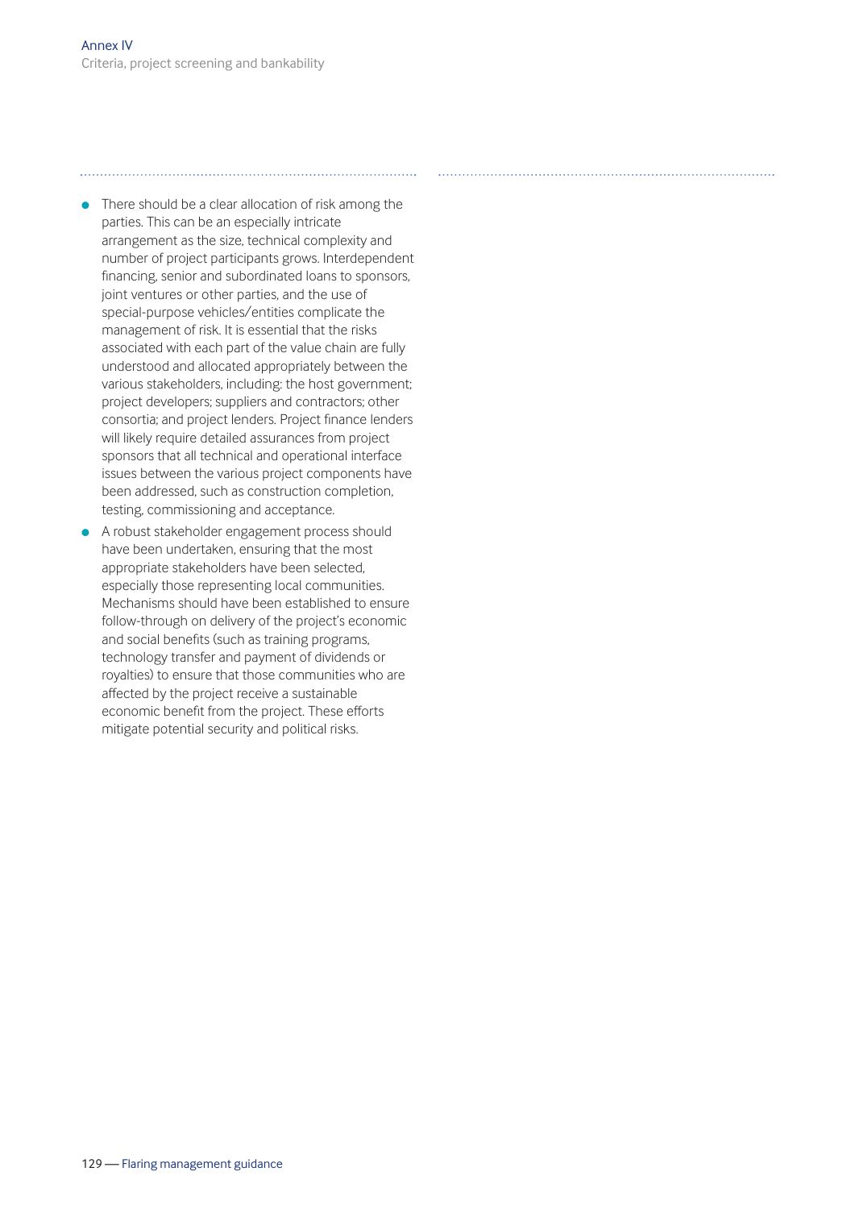- There should be a clear allocation of risk among the parties. This can be an especially intricate arrangement as the size, technical complexity and number of project participants grows. Interdependent financing, senior and subordinated loans to sponsors, joint ventures or other parties, and the use of special-purpose vehicles/entities complicate the management of risk. It is essential that the risks associated with each part of the value chain are fully understood and allocated appropriately between the various stakeholders, including: the host government; project developers; suppliers and contractors; other consortia; and project lenders. Project finance lenders will likely require detailed assurances from project sponsors that all technical and operational interface issues between the various project components have been addressed, such as construction completion, testing, commissioning and acceptance.
- A robust stakeholder engagement process should have been undertaken, ensuring that the most appropriate stakeholders have been selected, especially those representing local communities. Mechanisms should have been established to ensure follow-through on delivery of the project's economic and social benefits (such as training programs, technology transfer and payment of dividends or royalties) to ensure that those communities who are affected by the project receive a sustainable economic benefit from the project. These efforts mitigate potential security and political risks.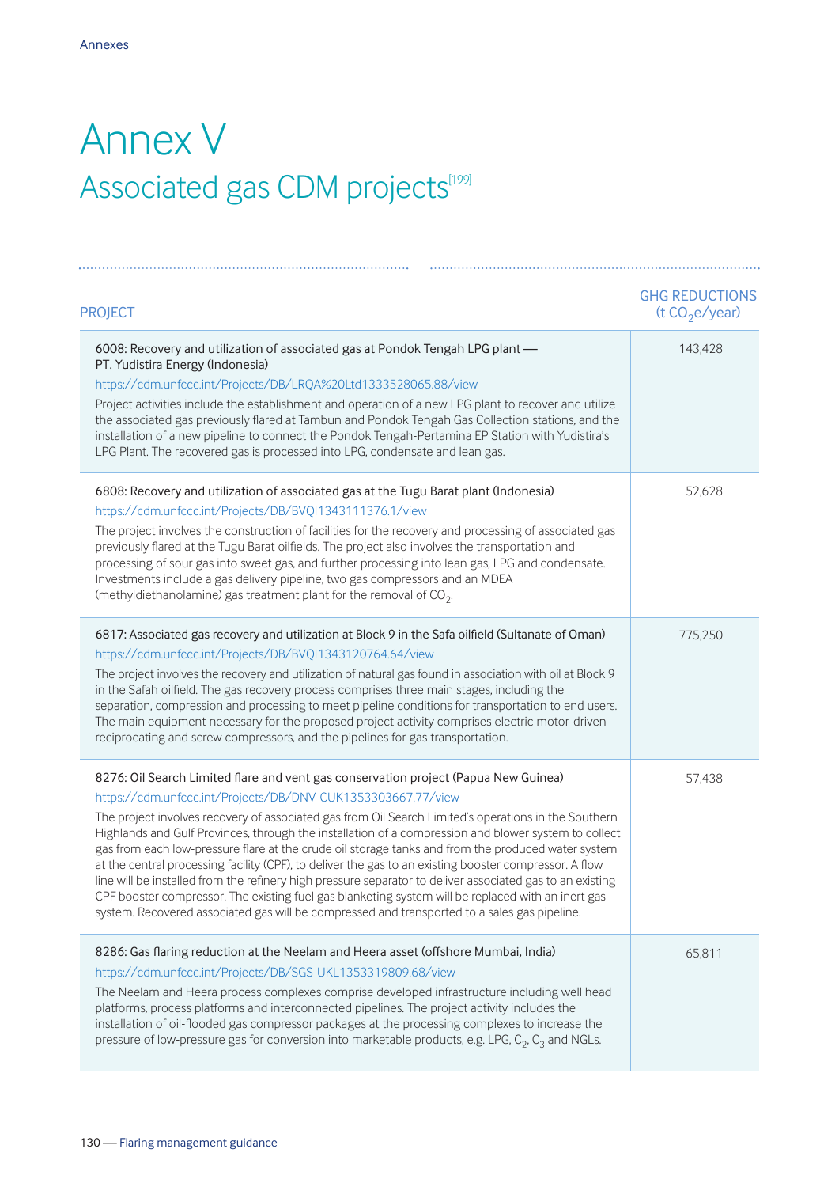# Annex V

## Associated gas CDM projects[199]

| PROJECT | GHG REDUCTIONS (t $CO_2$e/year) |
|---|---|
| 6008: Recovery and utilization of associated gas at Pondok Tengah LPG plant — PT. Yudistira Energy (Indonesia)<br>https://cdm.unfccc.int/Projects/DB/LRQA%20Ltd1333528065.88/view<br>Project activities include the establishment and operation of a new LPG plant to recover and utilize the associated gas previously flared at Tambun and Pondok Tengah Gas Collection stations, and the installation of a new pipeline to connect the Pondok Tengah-Pertamina EP Station with Yudistira's LPG Plant. The recovered gas is processed into LPG, condensate and lean gas. | 143,428 |
| 6808: Recovery and utilization of associated gas at the Tugu Barat plant (Indonesia)<br>https://cdm.unfccc.int/Projects/DB/BVQI1343111376.1/view<br>The project involves the construction of facilities for the recovery and processing of associated gas previously flared at the Tugu Barat oilfields. The project also involves the transportation and processing of sour gas into sweet gas, and further processing into lean gas, LPG and condensate. Investments include a gas delivery pipeline, two gas compressors and an MDEA (methyldiethanolamine) gas treatment plant for the removal of $CO_2$. | 52,628 |
| 6817: Associated gas recovery and utilization at Block 9 in the Safa oilfield (Sultanate of Oman)<br>https://cdm.unfccc.int/Projects/DB/BVQI1343120764.64/view<br>The project involves the recovery and utilization of natural gas found in association with oil at Block 9 in the Safah oilfield. The gas recovery process comprises three main stages, including the separation, compression and processing to meet pipeline conditions for transportation to end users. The main equipment necessary for the proposed project activity comprises electric motor-driven reciprocating and screw compressors, and the pipelines for gas transportation. | 775,250 |
| 8276: Oil Search Limited flare and vent gas conservation project (Papua New Guinea)<br>https://cdm.unfccc.int/Projects/DB/DNV-CUK1353303667.77/view<br>The project involves recovery of associated gas from Oil Search Limited's operations in the Southern Highlands and Gulf Provinces, through the installation of a compression and blower system to collect gas from each low-pressure flare at the crude oil storage tanks and from the produced water system at the central processing facility (CPF), to deliver the gas to an existing booster compressor. A flow line will be installed from the refinery high pressure separator to deliver associated gas to an existing CPF booster compressor. The existing fuel gas blanketing system will be replaced with an inert gas system. Recovered associated gas will be compressed and transported to a sales gas pipeline. | 57,438 |
| 8286: Gas flaring reduction at the Neelam and Heera asset (offshore Mumbai, India)<br>https://cdm.unfccc.int/Projects/DB/SGS-UKL1353319809.68/view<br>The Neelam and Heera process complexes comprise developed infrastructure including well head platforms, process platforms and interconnected pipelines. The project activity includes the installation of oil-flooded gas compressor packages at the processing complexes to increase the pressure of low-pressure gas for conversion into marketable products, e.g. LPG, $C_2$, $C_3$ and NGLs. | 65,811 |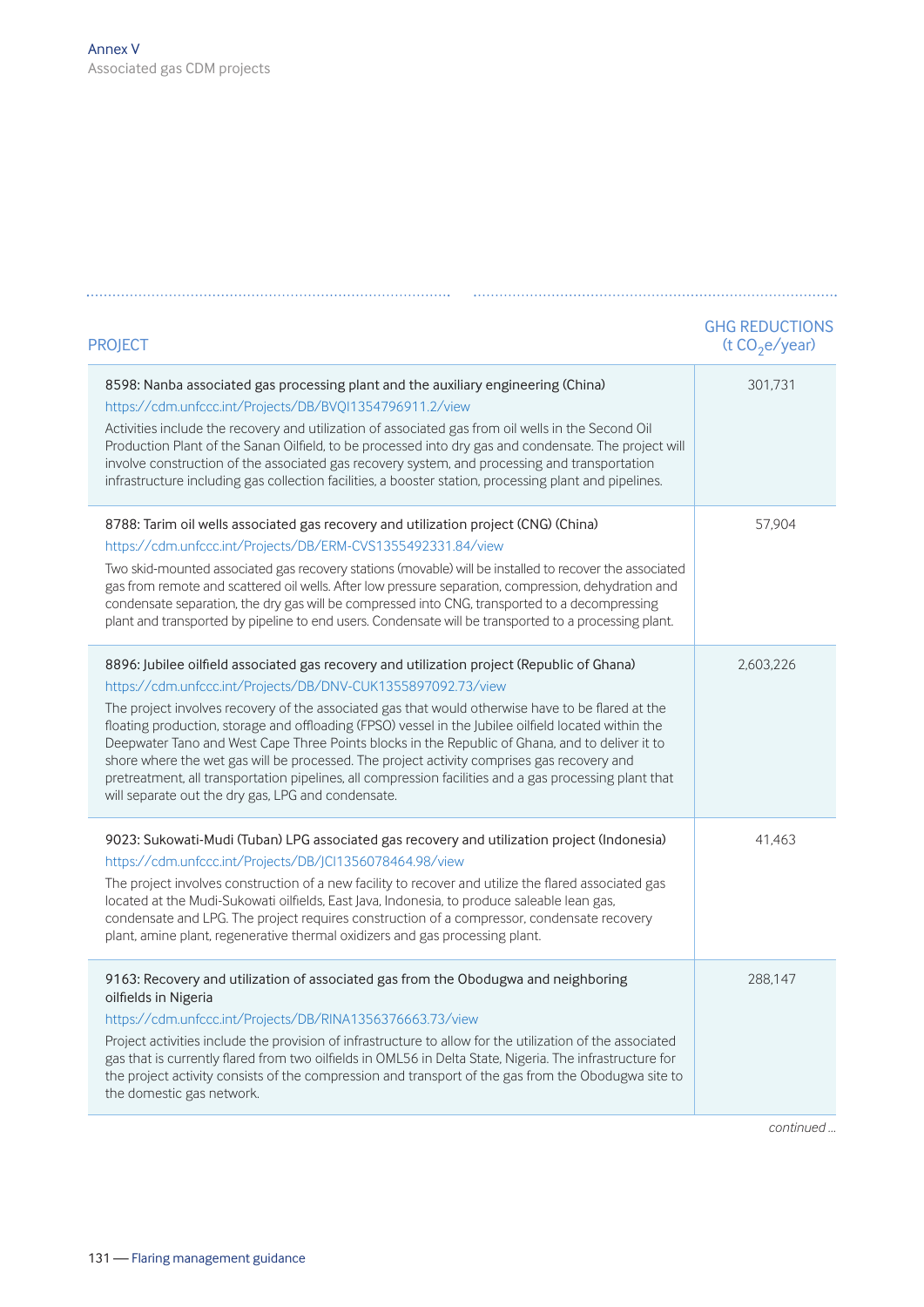| PROJECT | GHG REDUCTIONS (t $CO_2$e/year) |
|---|---|
| 8598: Nanba associated gas processing plant and the auxiliary engineering (China)<br>https://cdm.unfccc.int/Projects/DB/BVQI1354796911.2/view<br>Activities include the recovery and utilization of associated gas from oil wells in the Second Oil Production Plant of the Sanan Oilfield, to be processed into dry gas and condensate. The project will involve construction of the associated gas recovery system, and processing and transportation infrastructure including gas collection facilities, a booster station, processing plant and pipelines. | 301,731 |
| 8788: Tarim oil wells associated gas recovery and utilization project (CNG) (China)<br>https://cdm.unfccc.int/Projects/DB/ERM-CVS1355492331.84/view<br>Two skid-mounted associated gas recovery stations (movable) will be installed to recover the associated gas from remote and scattered oil wells. After low pressure separation, compression, dehydration and condensate separation, the dry gas will be compressed into CNG, transported to a decompressing plant and transported by pipeline to end users. Condensate will be transported to a processing plant. | 57,904 |
| 8896: Jubilee oilfield associated gas recovery and utilization project (Republic of Ghana)<br>https://cdm.unfccc.int/Projects/DB/DNV-CUK1355897092.73/view<br>The project involves recovery of the associated gas that would otherwise have to be flared at the floating production, storage and offloading (FPSO) vessel in the Jubilee oilfield located within the Deepwater Tano and West Cape Three Points blocks in the Republic of Ghana, and to deliver it to shore where the wet gas will be processed. The project activity comprises gas recovery and pretreatment, all transportation pipelines, all compression facilities and a gas processing plant that will separate out the dry gas, LPG and condensate. | 2,603,226 |
| 9023: Sukowati-Mudi (Tuban) LPG associated gas recovery and utilization project (Indonesia)<br>https://cdm.unfccc.int/Projects/DB/JCI1356078464.98/view<br>The project involves construction of a new facility to recover and utilize the flared associated gas located at the Mudi-Sukowati oilfields, East Java, Indonesia, to produce saleable lean gas, condensate and LPG. The project requires construction of a compressor, condensate recovery plant, amine plant, regenerative thermal oxidizers and gas processing plant. | 41,463 |
| 9163: Recovery and utilization of associated gas from the Obodugwa and neighboring oilfields in Nigeria<br>https://cdm.unfccc.int/Projects/DB/RINA1356376663.73/view<br>Project activities include the provision of infrastructure to allow for the utilization of the associated gas that is currently flared from two oilfields in OML56 in Delta State, Nigeria. The infrastructure for the project activity consists of the compression and transport of the gas from the Obodugwa site to the domestic gas network. | 288,147 |

*continued ...*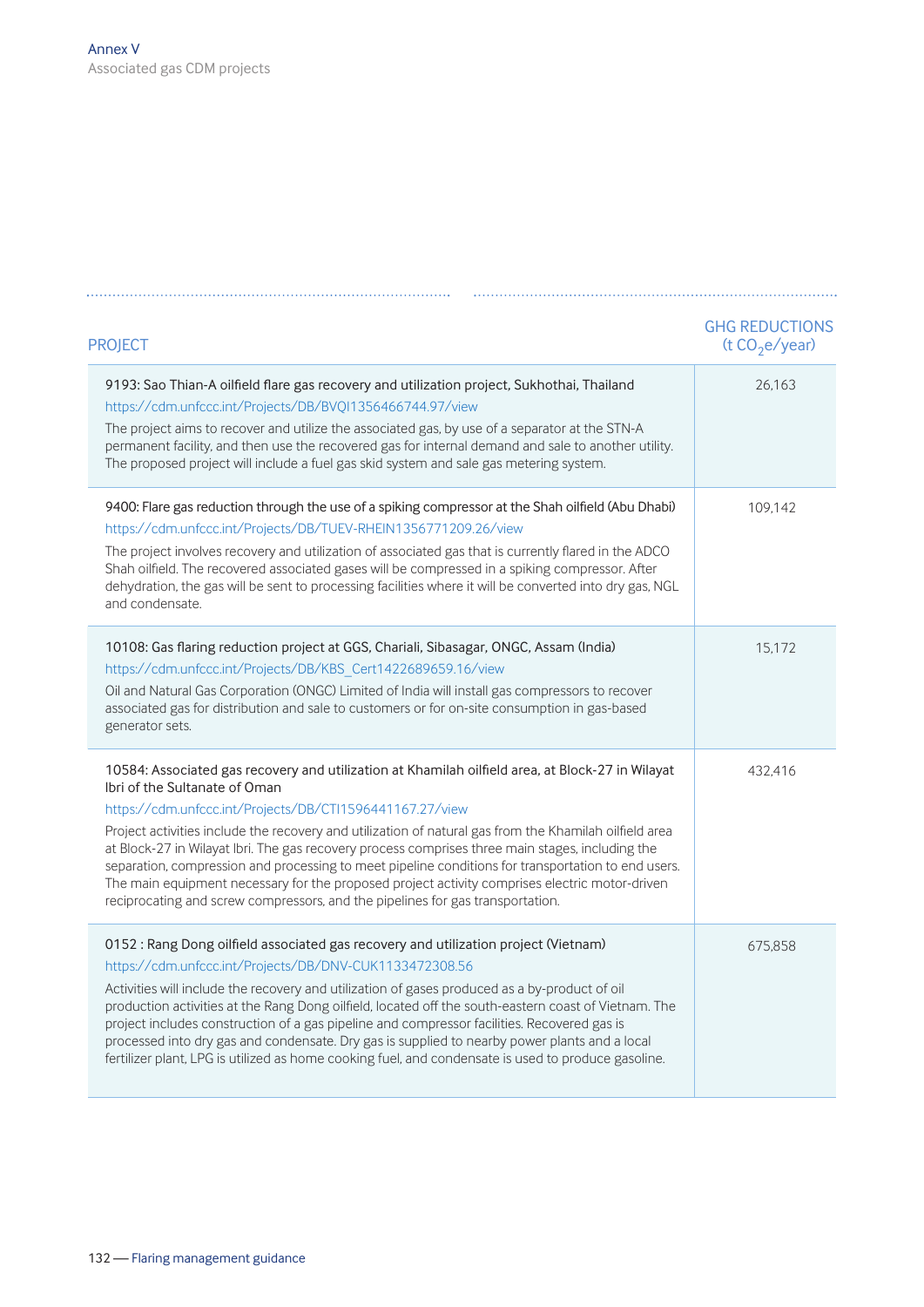Annex V
Associated gas CDM projects

| PROJECT | GHG REDUCTIONS ($t\ CO_2e$/year) |
|---|---|
| 9193: Sao Thian-A oilfield flare gas recovery and utilization project, Sukhothai, Thailand<br>https://cdm.unfccc.int/Projects/DB/BVQI1356466744.97/view<br>The project aims to recover and utilize the associated gas, by use of a separator at the STN-A permanent facility, and then use the recovered gas for internal demand and sale to another utility. The proposed project will include a fuel gas skid system and sale gas metering system. | 26,163 |
| 9400: Flare gas reduction through the use of a spiking compressor at the Shah oilfield (Abu Dhabi)<br>https://cdm.unfccc.int/Projects/DB/TUEV-RHEIN1356771209.26/view<br>The project involves recovery and utilization of associated gas that is currently flared in the ADCO Shah oilfield. The recovered associated gases will be compressed in a spiking compressor. After dehydration, the gas will be sent to processing facilities where it will be converted into dry gas, NGL and condensate. | 109,142 |
| 10108: Gas flaring reduction project at GGS, Chariali, Sibasagar, ONGC, Assam (India)<br>https://cdm.unfccc.int/Projects/DB/KBS_Cert1422689659.16/view<br>Oil and Natural Gas Corporation (ONGC) Limited of India will install gas compressors to recover associated gas for distribution and sale to customers or for on-site consumption in gas-based generator sets. | 15,172 |
| 10584: Associated gas recovery and utilization at Khamilah oilfield area, at Block-27 in Wilayat Ibri of the Sultanate of Oman<br>https://cdm.unfccc.int/Projects/DB/CTI1596441167.27/view<br>Project activities include the recovery and utilization of natural gas from the Khamilah oilfield area at Block-27 in Wilayat Ibri. The gas recovery process comprises three main stages, including the separation, compression and processing to meet pipeline conditions for transportation to end users. The main equipment necessary for the proposed project activity comprises electric motor-driven reciprocating and screw compressors, and the pipelines for gas transportation. | 432,416 |
| 0152 : Rang Dong oilfield associated gas recovery and utilization project (Vietnam)<br>https://cdm.unfccc.int/Projects/DB/DNV-CUK1133472308.56<br>Activities will include the recovery and utilization of gases produced as a by-product of oil production activities at the Rang Dong oilfield, located off the south-eastern coast of Vietnam. The project includes construction of a gas pipeline and compressor facilities. Recovered gas is processed into dry gas and condensate. Dry gas is supplied to nearby power plants and a local fertilizer plant, LPG is utilized as home cooking fuel, and condensate is used to produce gasoline. | 675,858 |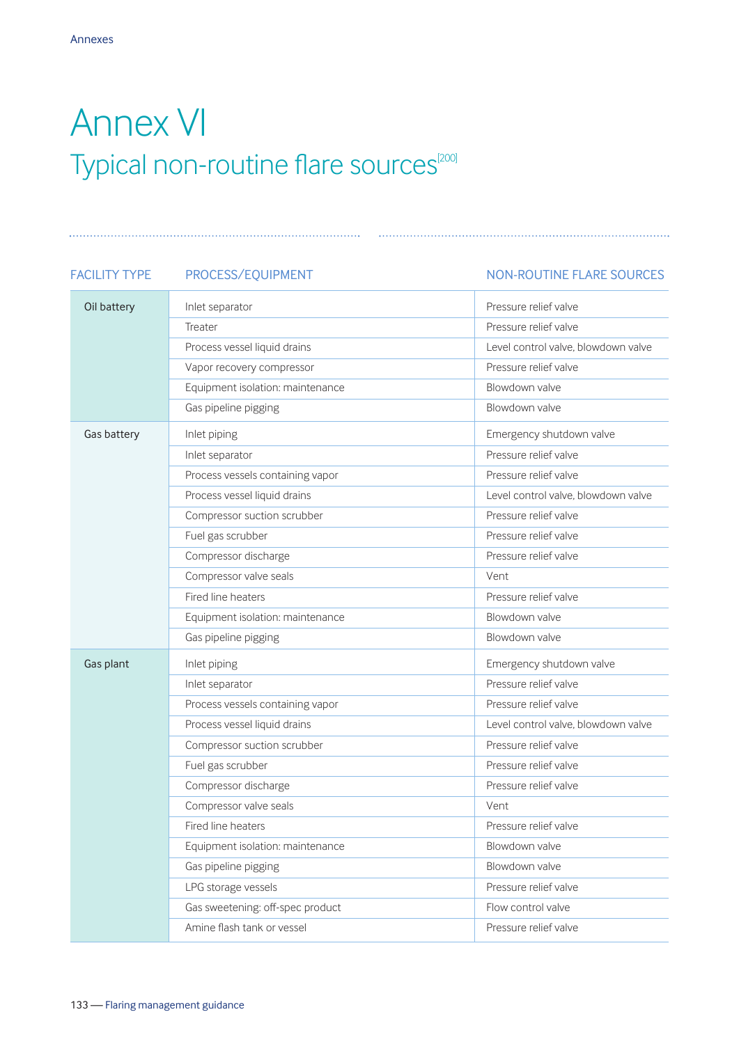# Annex VI

## Typical non-routine flare sources[200]

| FACILITY TYPE | PROCESS/EQUIPMENT | NON-ROUTINE FLARE SOURCES |
|---|---|---|
| Oil battery | Inlet separator | Pressure relief valve |
| | Treater | Pressure relief valve |
| | Process vessel liquid drains | Level control valve, blowdown valve |
| | Vapor recovery compressor | Pressure relief valve |
| | Equipment isolation: maintenance | Blowdown valve |
| | Gas pipeline pigging | Blowdown valve |
| Gas battery | Inlet piping | Emergency shutdown valve |
| | Inlet separator | Pressure relief valve |
| | Process vessels containing vapor | Pressure relief valve |
| | Process vessel liquid drains | Level control valve, blowdown valve |
| | Compressor suction scrubber | Pressure relief valve |
| | Fuel gas scrubber | Pressure relief valve |
| | Compressor discharge | Pressure relief valve |
| | Compressor valve seals | Vent |
| | Fired line heaters | Pressure relief valve |
| | Equipment isolation: maintenance | Blowdown valve |
| | Gas pipeline pigging | Blowdown valve |
| Gas plant | Inlet piping | Emergency shutdown valve |
| | Inlet separator | Pressure relief valve |
| | Process vessels containing vapor | Pressure relief valve |
| | Process vessel liquid drains | Level control valve, blowdown valve |
| | Compressor suction scrubber | Pressure relief valve |
| | Fuel gas scrubber | Pressure relief valve |
| | Compressor discharge | Pressure relief valve |
| | Compressor valve seals | Vent |
| | Fired line heaters | Pressure relief valve |
| | Equipment isolation: maintenance | Blowdown valve |
| | Gas pipeline pigging | Blowdown valve |
| | LPG storage vessels | Pressure relief valve |
| | Gas sweetening: off-spec product | Flow control valve |
| | Amine flash tank or vessel | Pressure relief valve |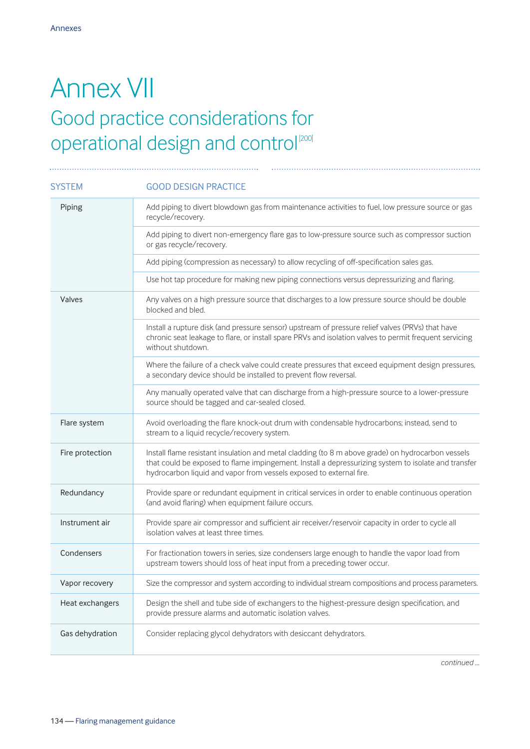# Annex VII

## Good practice considerations for operational design and control[200]

| SYSTEM | GOOD DESIGN PRACTICE |
|---|---|
| Piping | Add piping to divert blowdown gas from maintenance activities to fuel, low pressure source or gas recycle/recovery. |
| | Add piping to divert non-emergency flare gas to low-pressure source such as compressor suction or gas recycle/recovery. |
| | Add piping (compression as necessary) to allow recycling of off-specification sales gas. |
| | Use hot tap procedure for making new piping connections versus depressurizing and flaring. |
| Valves | Any valves on a high pressure source that discharges to a low pressure source should be double blocked and bled. |
| | Install a rupture disk (and pressure sensor) upstream of pressure relief valves (PRVs) that have chronic seat leakage to flare, or install spare PRVs and isolation valves to permit frequent servicing without shutdown. |
| | Where the failure of a check valve could create pressures that exceed equipment design pressures, a secondary device should be installed to prevent flow reversal. |
| | Any manually operated valve that can discharge from a high-pressure source to a lower-pressure source should be tagged and car-sealed closed. |
| Flare system | Avoid overloading the flare knock-out drum with condensable hydrocarbons; instead, send to stream to a liquid recycle/recovery system. |
| Fire protection | Install flame resistant insulation and metal cladding (to 8 m above grade) on hydrocarbon vessels that could be exposed to flame impingement. Install a depressurizing system to isolate and transfer hydrocarbon liquid and vapor from vessels exposed to external fire. |
| Redundancy | Provide spare or redundant equipment in critical services in order to enable continuous operation (and avoid flaring) when equipment failure occurs. |
| Instrument air | Provide spare air compressor and sufficient air receiver/reservoir capacity in order to cycle all isolation valves at least three times. |
| Condensers | For fractionation towers in series, size condensers large enough to handle the vapor load from upstream towers should loss of heat input from a preceding tower occur. |
| Vapor recovery | Size the compressor and system according to individual stream compositions and process parameters. |
| Heat exchangers | Design the shell and tube side of exchangers to the highest-pressure design specification, and provide pressure alarms and automatic isolation valves. |
| Gas dehydration | Consider replacing glycol dehydrators with desiccant dehydrators. |

*continued ...*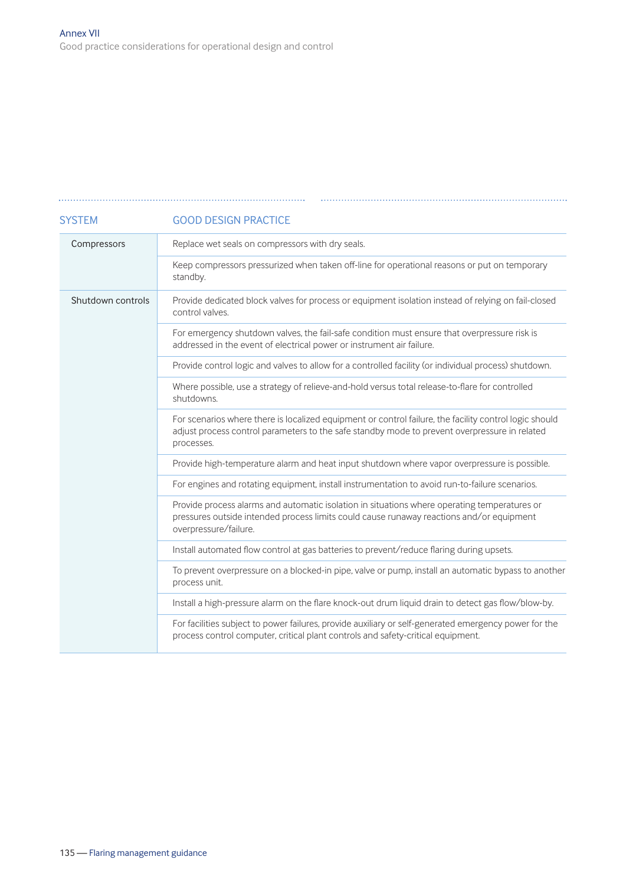| SYSTEM | GOOD DESIGN PRACTICE |
| --- | --- |
| Compressors | Replace wet seals on compressors with dry seals. |
| | Keep compressors pressurized when taken off-line for operational reasons or put on temporary standby. |
| Shutdown controls | Provide dedicated block valves for process or equipment isolation instead of relying on fail-closed control valves. |
| | For emergency shutdown valves, the fail-safe condition must ensure that overpressure risk is addressed in the event of electrical power or instrument air failure. |
| | Provide control logic and valves to allow for a controlled facility (or individual process) shutdown. |
| | Where possible, use a strategy of relieve-and-hold versus total release-to-flare for controlled shutdowns. |
| | For scenarios where there is localized equipment or control failure, the facility control logic should adjust process control parameters to the safe standby mode to prevent overpressure in related processes. |
| | Provide high-temperature alarm and heat input shutdown where vapor overpressure is possible. |
| | For engines and rotating equipment, install instrumentation to avoid run-to-failure scenarios. |
| | Provide process alarms and automatic isolation in situations where operating temperatures or pressures outside intended process limits could cause runaway reactions and/or equipment overpressure/failure. |
| | Install automated flow control at gas batteries to prevent/reduce flaring during upsets. |
| | To prevent overpressure on a blocked-in pipe, valve or pump, install an automatic bypass to another process unit. |
| | Install a high-pressure alarm on the flare knock-out drum liquid drain to detect gas flow/blow-by. |
| | For facilities subject to power failures, provide auxiliary or self-generated emergency power for the process control computer, critical plant controls and safety-critical equipment. |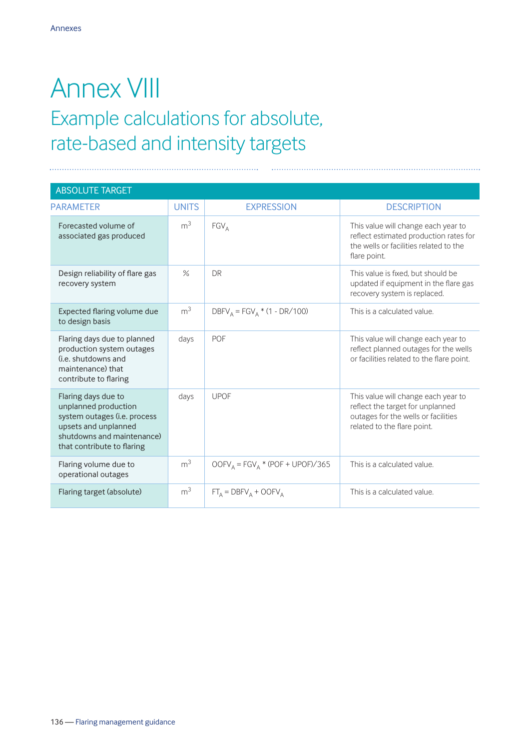# Annex VIII

## Example calculations for absolute, rate-based and intensity targets

| ABSOLUTE TARGET | | | |
|---|---|---|---|
| PARAMETER | UNITS | EXPRESSION | DESCRIPTION |
| Forecasted volume of associated gas produced | $m^3$ | $FGV_A$ | This value will change each year to reflect estimated production rates for the wells or facilities related to the flare point. |
| Design reliability of flare gas recovery system | % | DR | This value is fixed, but should be updated if equipment in the flare gas recovery system is replaced. |
| Expected flaring volume due to design basis | $m^3$ | $DBFV_A = FGV_A * (1 - DR/100)$ | This is a calculated value. |
| Flaring days due to planned production system outages (i.e. shutdowns and maintenance) that contribute to flaring | days | POF | This value will change each year to reflect planned outages for the wells or facilities related to the flare point. |
| Flaring days due to unplanned production system outages (i.e. process upsets and unplanned shutdowns and maintenance) that contribute to flaring | days | UPOF | This value will change each year to reflect the target for unplanned outages for the wells or facilities related to the flare point. |
| Flaring volume due to operational outages | $m^3$ | $OOFV_A = FGV_A * (POF + UPOF)/365$ | This is a calculated value. |
| Flaring target (absolute) | $m^3$ | $FT_A = DBFV_A + OOFV_A$ | This is a calculated value. |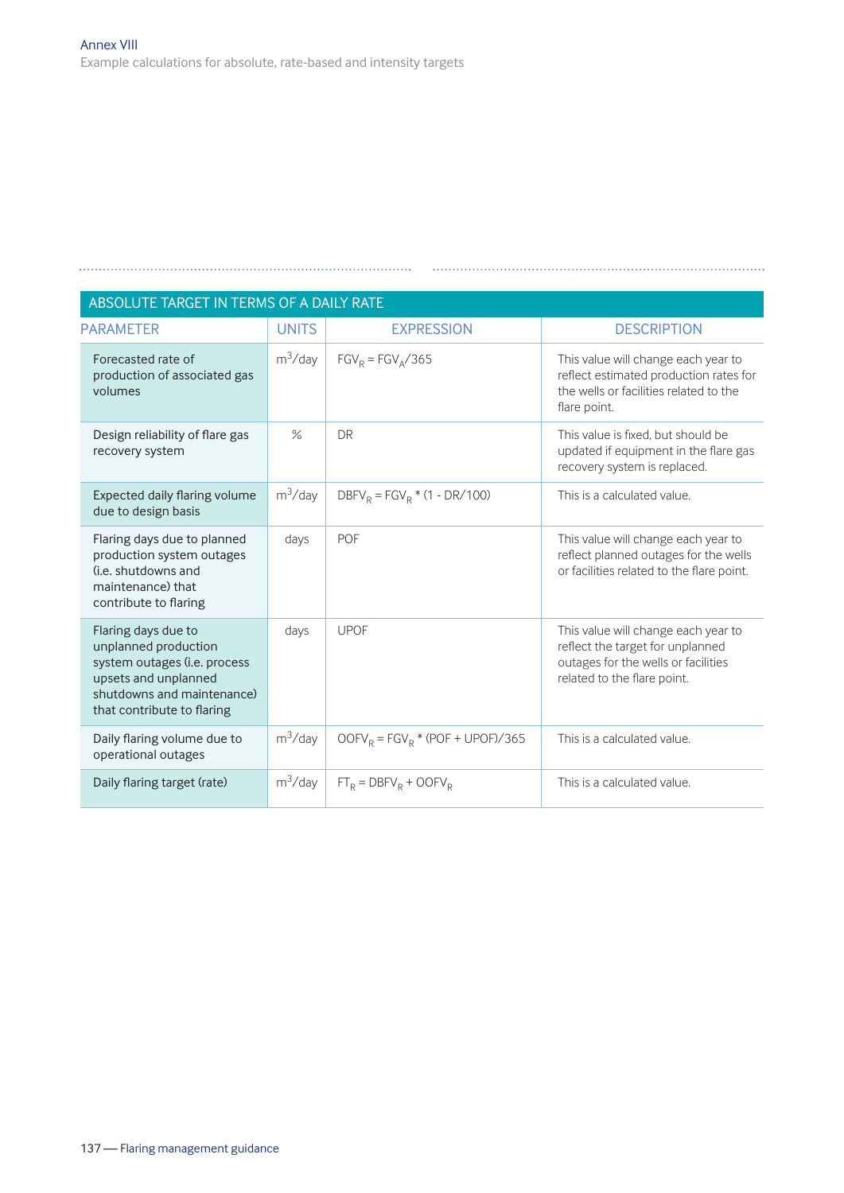## ABSOLUTE TARGET IN TERMS OF A DAILY RATE

| PARAMETER | UNITS | EXPRESSION | DESCRIPTION |
|---|---|---|---|
| Forecasted rate of production of associated gas volumes | $m^3$/day | $FGV_R = FGV_A/365$ | This value will change each year to reflect estimated production rates for the wells or facilities related to the flare point. |
| Design reliability of flare gas recovery system | % | DR | This value is fixed, but should be updated if equipment in the flare gas recovery system is replaced. |
| Expected daily flaring volume due to design basis | $m^3$/day | $DBFV_R = FGV_R * (1 - DR/100)$ | This is a calculated value. |
| Flaring days due to planned production system outages (i.e. shutdowns and maintenance) that contribute to flaring | days | POF | This value will change each year to reflect planned outages for the wells or facilities related to the flare point. |
| Flaring days due to unplanned production system outages (i.e. process upsets and unplanned shutdowns and maintenance) that contribute to flaring | days | UPOF | This value will change each year to reflect the target for unplanned outages for the wells or facilities related to the flare point. |
| Daily flaring volume due to operational outages | $m^3$/day | $OOFV_R = FGV_R * (POF + UPOF)/365$ | This is a calculated value. |
| Daily flaring target (rate) | $m^3$/day | $FT_R = DBFV_R + OOFV_R$ | This is a calculated value. |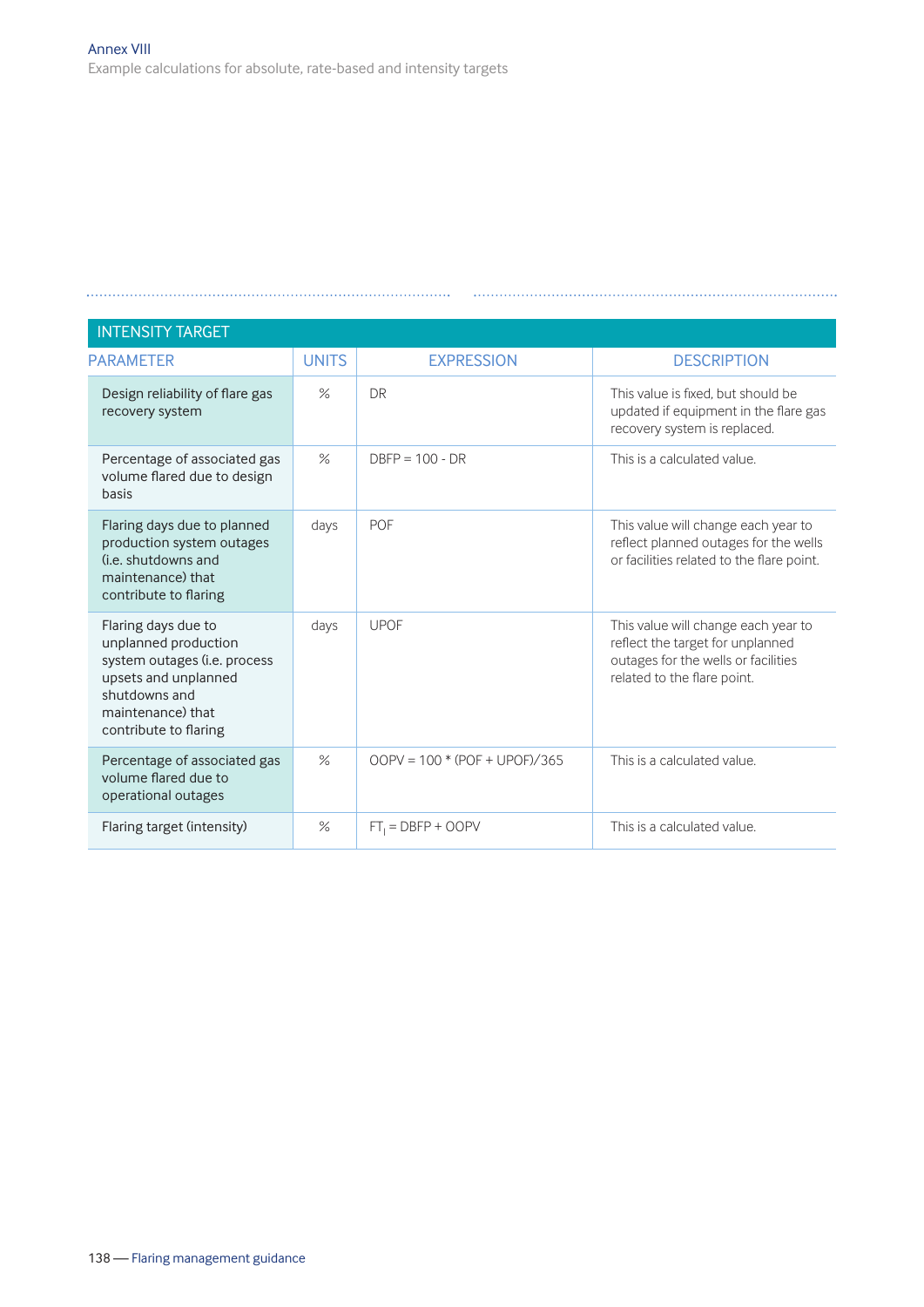| INTENSITY TARGET | | | |
|---|---|---|---|
| PARAMETER | UNITS | EXPRESSION | DESCRIPTION |
| Design reliability of flare gas recovery system | % | DR | This value is fixed, but should be updated if equipment in the flare gas recovery system is replaced. |
| Percentage of associated gas volume flared due to design basis | % | DBFP = 100 - DR | This is a calculated value. |
| Flaring days due to planned production system outages (i.e. shutdowns and maintenance) that contribute to flaring | days | POF | This value will change each year to reflect planned outages for the wells or facilities related to the flare point. |
| Flaring days due to unplanned production system outages (i.e. process upsets and unplanned shutdowns and maintenance) that contribute to flaring | days | UPOF | This value will change each year to reflect the target for unplanned outages for the wells or facilities related to the flare point. |
| Percentage of associated gas volume flared due to operational outages | % | OOPV = 100 * (POF + UPOF)/365 | This is a calculated value. |
| Flaring target (intensity) | % | $FT_I$ = DBFP + OOPV | This is a calculated value. |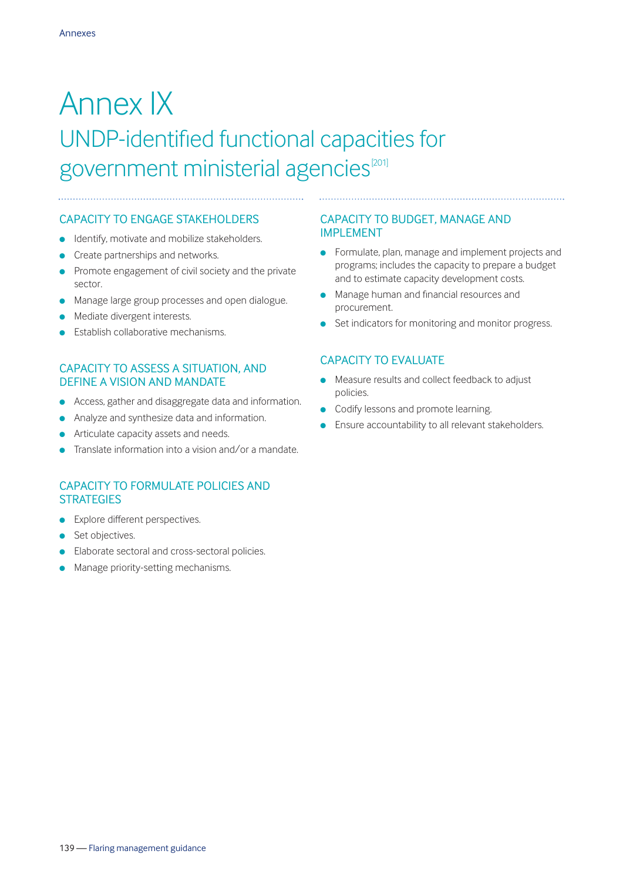# Annex IX

## UNDP-identified functional capacities for government ministerial agencies[201]

### CAPACITY TO ENGAGE STAKEHOLDERS

- Identify, motivate and mobilize stakeholders.
- Create partnerships and networks.
- Promote engagement of civil society and the private sector.
- Manage large group processes and open dialogue.
- Mediate divergent interests.
- Establish collaborative mechanisms.

### CAPACITY TO ASSESS A SITUATION, AND DEFINE A VISION AND MANDATE

- Access, gather and disaggregate data and information.
- Analyze and synthesize data and information.
- Articulate capacity assets and needs.
- Translate information into a vision and/or a mandate.

### CAPACITY TO FORMULATE POLICIES AND STRATEGIES

- Explore different perspectives.
- Set objectives.
- Elaborate sectoral and cross-sectoral policies.
- Manage priority-setting mechanisms.

### CAPACITY TO BUDGET, MANAGE AND IMPLEMENT

- Formulate, plan, manage and implement projects and programs; includes the capacity to prepare a budget and to estimate capacity development costs.
- Manage human and financial resources and procurement.
- Set indicators for monitoring and monitor progress.

### CAPACITY TO EVALUATE

- Measure results and collect feedback to adjust policies.
- Codify lessons and promote learning.
- Ensure accountability to all relevant stakeholders.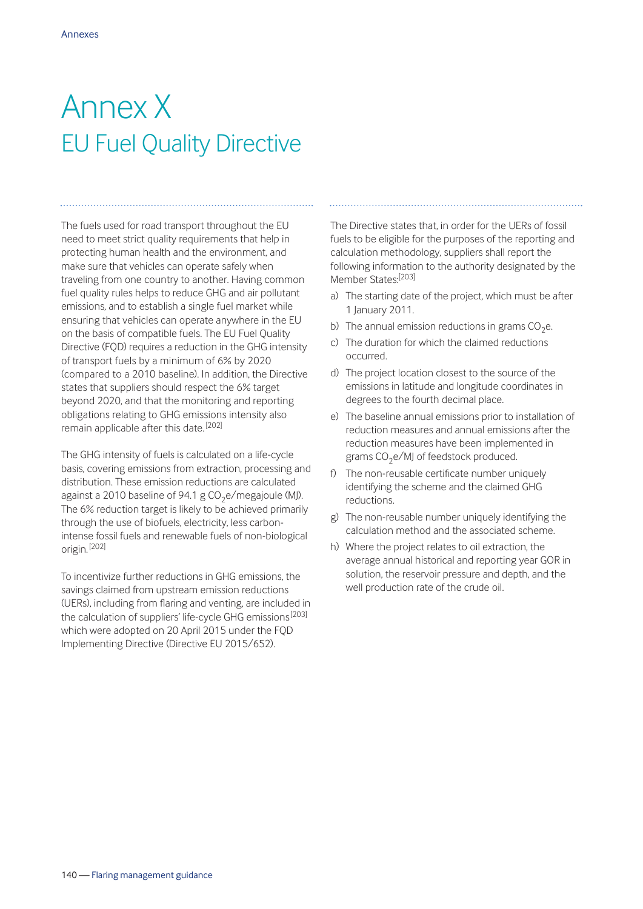# Annex X

## EU Fuel Quality Directive

The fuels used for road transport throughout the EU need to meet strict quality requirements that help in protecting human health and the environment, and make sure that vehicles can operate safely when traveling from one country to another. Having common fuel quality rules helps to reduce GHG and air pollutant emissions, and to establish a single fuel market while ensuring that vehicles can operate anywhere in the EU on the basis of compatible fuels. The EU Fuel Quality Directive (FQD) requires a reduction in the GHG intensity of transport fuels by a minimum of 6% by 2020 (compared to a 2010 baseline). In addition, the Directive states that suppliers should respect the 6% target beyond 2020, and that the monitoring and reporting obligations relating to GHG emissions intensity also remain applicable after this date.[202]

The GHG intensity of fuels is calculated on a life-cycle basis, covering emissions from extraction, processing and distribution. These emission reductions are calculated against a 2010 baseline of 94.1 g $CO_2$e/megajoule (MJ). The 6% reduction target is likely to be achieved primarily through the use of biofuels, electricity, less carbon-intense fossil fuels and renewable fuels of non-biological origin.[202]

To incentivize further reductions in GHG emissions, the savings claimed from upstream emission reductions (UERs), including from flaring and venting, are included in the calculation of suppliers' life-cycle GHG emissions[203] which were adopted on 20 April 2015 under the FQD Implementing Directive (Directive EU 2015/652).

The Directive states that, in order for the UERs of fossil fuels to be eligible for the purposes of the reporting and calculation methodology, suppliers shall report the following information to the authority designated by the Member States:[203]

a) The starting date of the project, which must be after 1 January 2011.

b) The annual emission reductions in grams $CO_2$e.

c) The duration for which the claimed reductions occurred.

d) The project location closest to the source of the emissions in latitude and longitude coordinates in degrees to the fourth decimal place.

e) The baseline annual emissions prior to installation of reduction measures and annual emissions after the reduction measures have been implemented in grams $CO_2$e/MJ of feedstock produced.

f) The non-reusable certificate number uniquely identifying the scheme and the claimed GHG reductions.

g) The non-reusable number uniquely identifying the calculation method and the associated scheme.

h) Where the project relates to oil extraction, the average annual historical and reporting year GOR in solution, the reservoir pressure and depth, and the well production rate of the crude oil.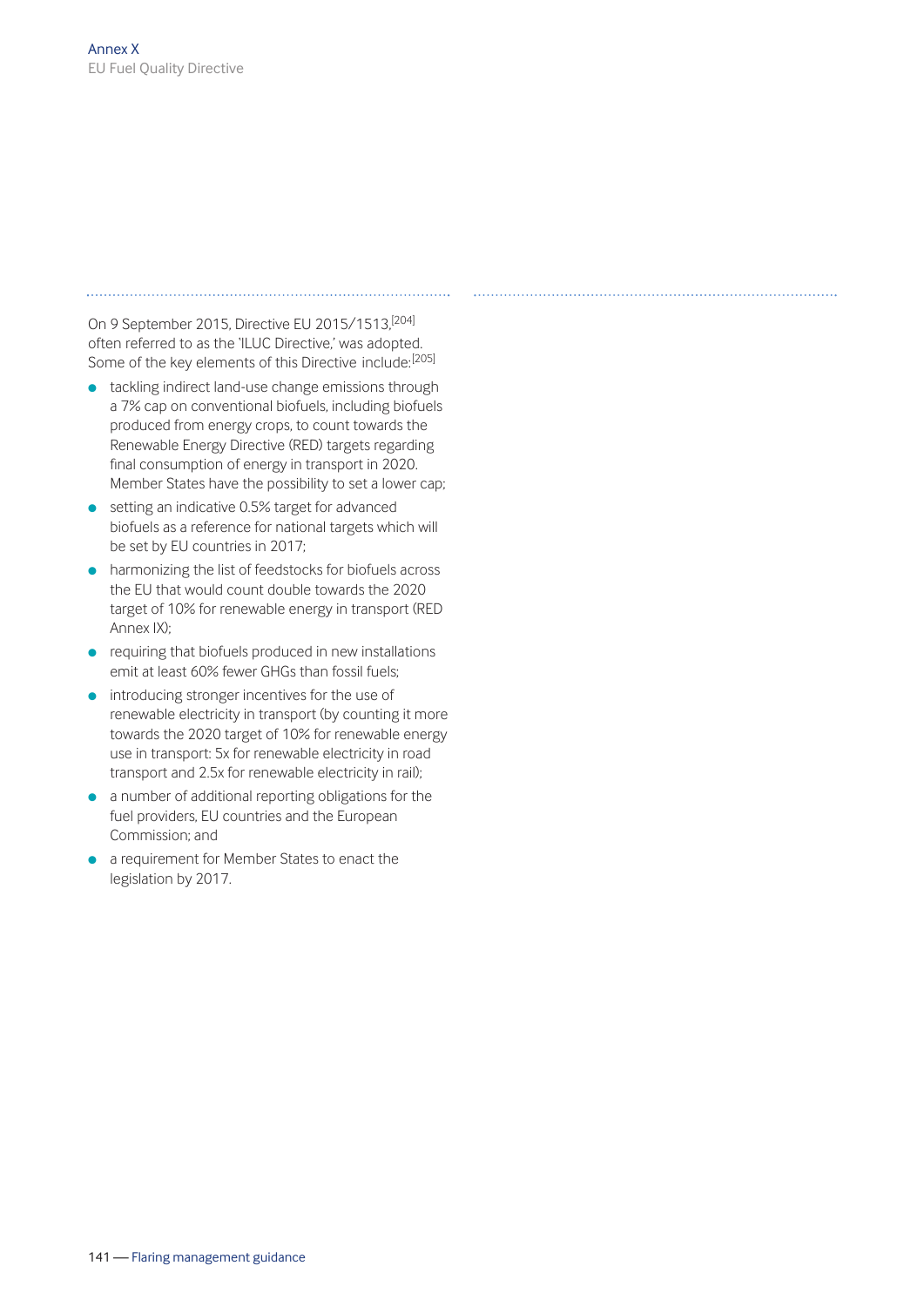On 9 September 2015, Directive EU 2015/1513,[204] often referred to as the 'ILUC Directive,' was adopted. Some of the key elements of this Directive include:[205]

- tackling indirect land-use change emissions through a 7% cap on conventional biofuels, including biofuels produced from energy crops, to count towards the Renewable Energy Directive (RED) targets regarding final consumption of energy in transport in 2020. Member States have the possibility to set a lower cap;
- setting an indicative 0.5% target for advanced biofuels as a reference for national targets which will be set by EU countries in 2017;
- harmonizing the list of feedstocks for biofuels across the EU that would count double towards the 2020 target of 10% for renewable energy in transport (RED Annex IX);
- requiring that biofuels produced in new installations emit at least 60% fewer GHGs than fossil fuels;
- introducing stronger incentives for the use of renewable electricity in transport (by counting it more towards the 2020 target of 10% for renewable energy use in transport: 5x for renewable electricity in road transport and 2.5x for renewable electricity in rail);
- a number of additional reporting obligations for the fuel providers, EU countries and the European Commission; and
- a requirement for Member States to enact the legislation by 2017.